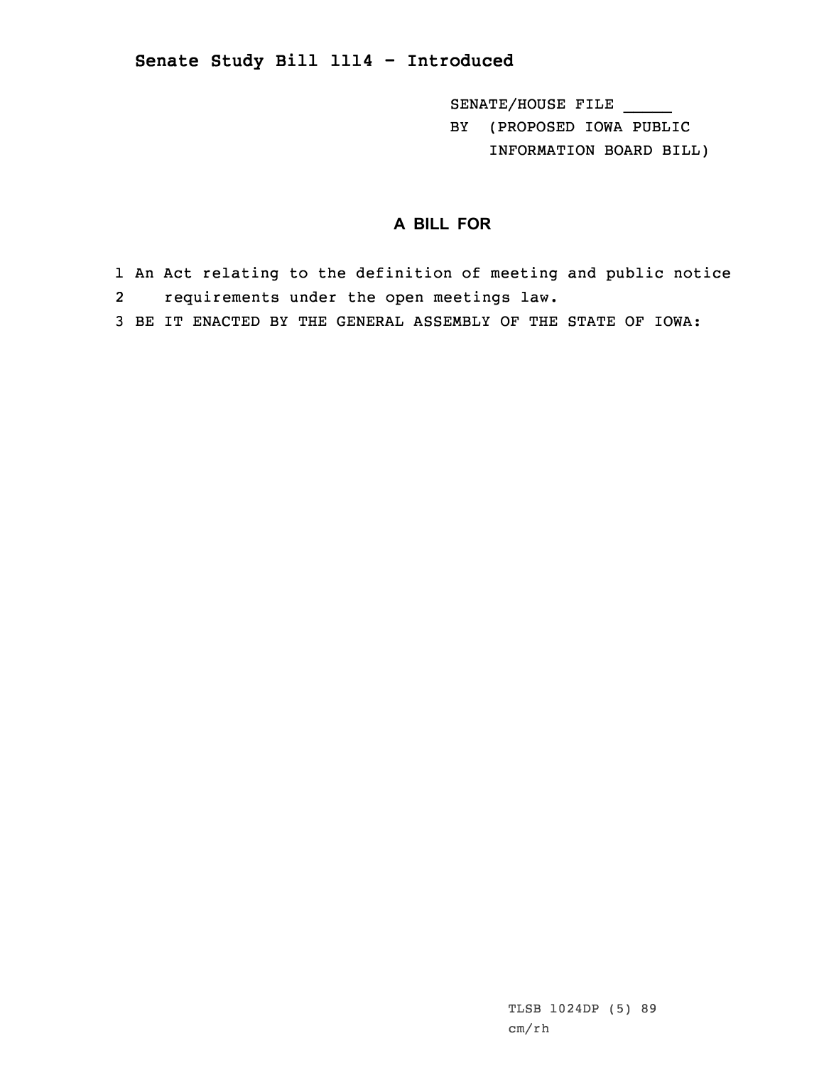**Senate Study Bill 1114 - Introduced**

SENATE/HOUSE FILE \_\_\_\_\_

BY (PROPOSED IOWA PUBLIC INFORMATION BOARD BILL)

## A BILL FOR

1 An Act relating to the definition of meeting and public notice
2 requirements under the open meetings law.
3 BE IT ENACTED BY THE GENERAL ASSEMBLY OF THE STATE OF IOWA:

TLSB 1024DP (5) 89
cm/rh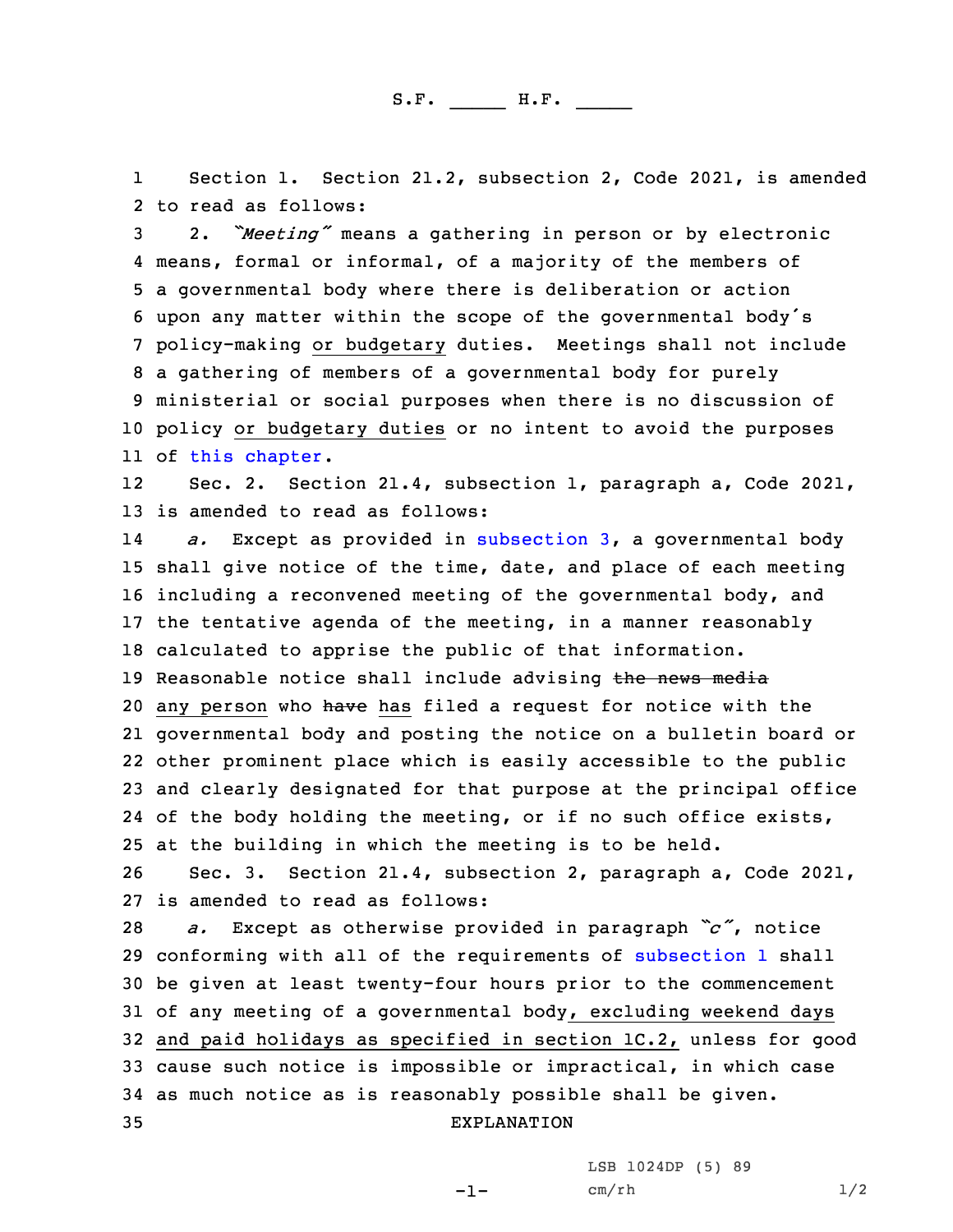S.F. _____ H.F. _____

Section 1. Section 21.2, subsection 2, Code 2021, is amended to read as follows:

2. *"Meeting"* means a gathering in person or by electronic means, formal or informal, of a majority of the members of a governmental body where there is deliberation or action upon any matter within the scope of the governmental body's policy-making or budgetary duties. Meetings shall not include a gathering of members of a governmental body for purely ministerial or social purposes when there is no discussion of policy or budgetary duties or no intent to avoid the purposes of this chapter.

Sec. 2. Section 21.4, subsection 1, paragraph a, Code 2021, is amended to read as follows:

*a.* Except as provided in subsection 3, a governmental body shall give notice of the time, date, and place of each meeting including a reconvened meeting of the governmental body, and the tentative agenda of the meeting, in a manner reasonably calculated to apprise the public of that information. Reasonable notice shall include advising ~~the news media~~ any person who ~~have~~ has filed a request for notice with the governmental body and posting the notice on a bulletin board or other prominent place which is easily accessible to the public and clearly designated for that purpose at the principal office of the body holding the meeting, or if no such office exists, at the building in which the meeting is to be held.

Sec. 3. Section 21.4, subsection 2, paragraph a, Code 2021, is amended to read as follows:

*a.* Except as otherwise provided in paragraph *"c"*, notice conforming with all of the requirements of subsection 1 shall be given at least twenty-four hours prior to the commencement of any meeting of a governmental body, excluding weekend days and paid holidays as specified in section 1C.2, unless for good cause such notice is impossible or impractical, in which case as much notice as is reasonably possible shall be given.

EXPLANATION

LSB 1024DP (5) 89
cm/rh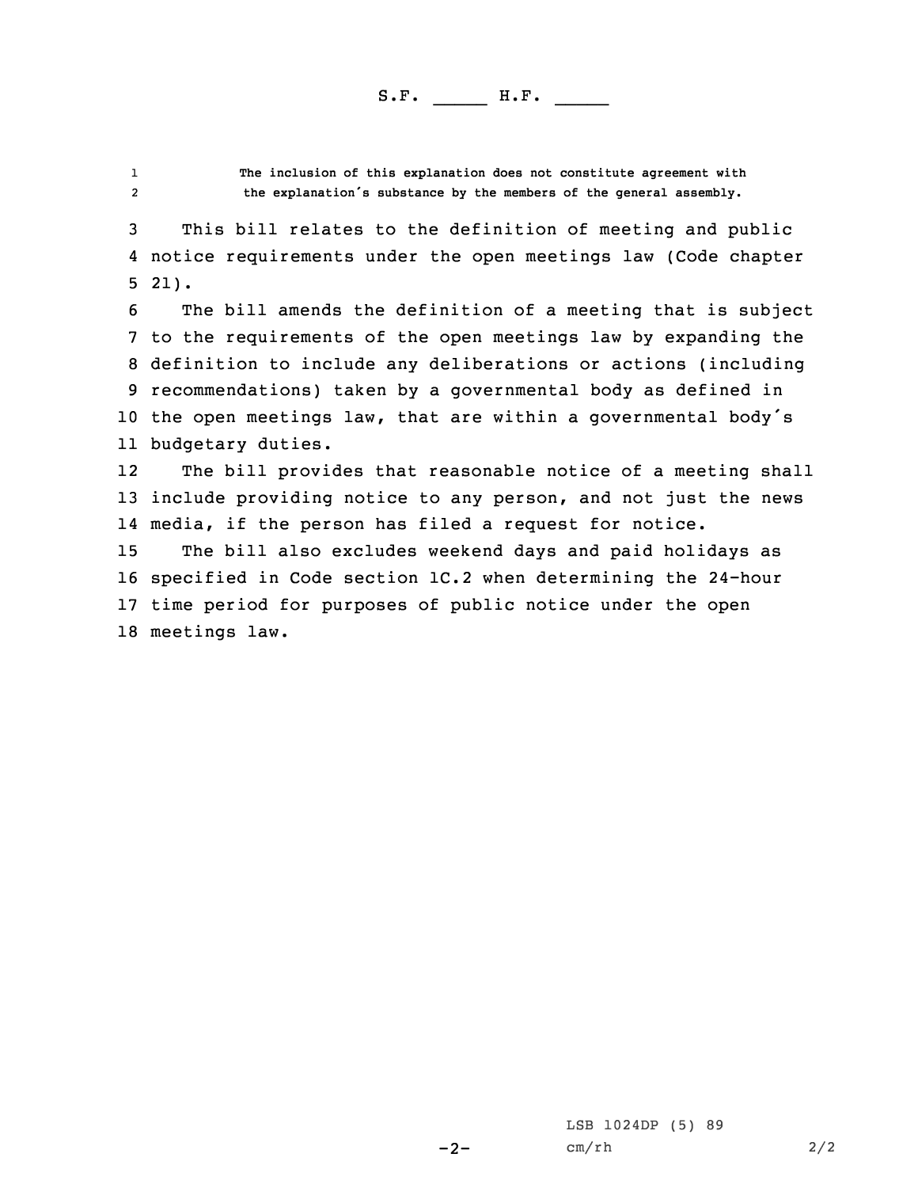The inclusion of this explanation does not constitute agreement with the explanation's substance by the members of the general assembly.

This bill relates to the definition of meeting and public notice requirements under the open meetings law (Code chapter 21).

The bill amends the definition of a meeting that is subject to the requirements of the open meetings law by expanding the definition to include any deliberations or actions (including recommendations) taken by a governmental body as defined in the open meetings law, that are within a governmental body's budgetary duties.

The bill provides that reasonable notice of a meeting shall include providing notice to any person, and not just the news media, if the person has filed a request for notice.

The bill also excludes weekend days and paid holidays as specified in Code section 1C.2 when determining the 24-hour time period for purposes of public notice under the open meetings law.

LSB 1024DP (5) 89
cm/rh